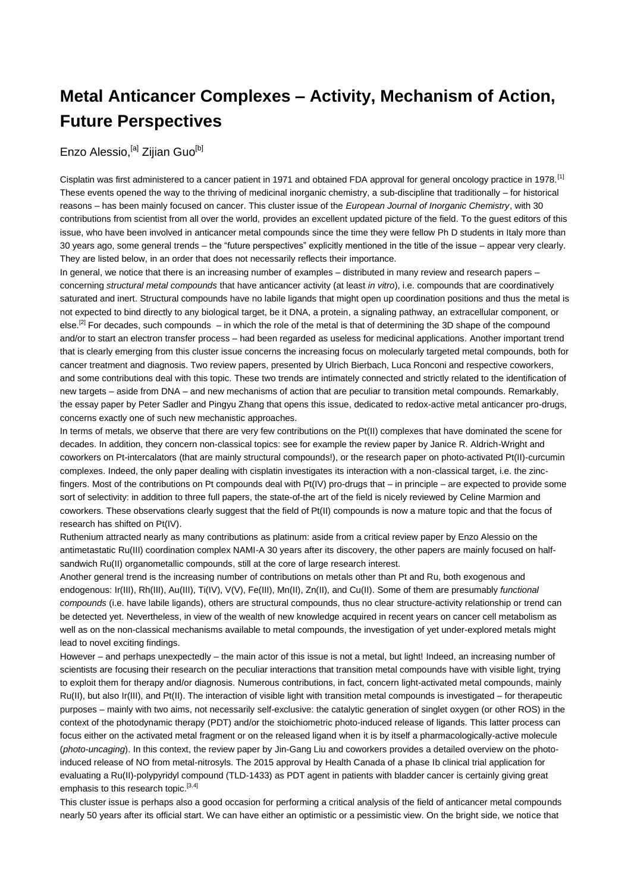# Metal Anticancer Complexes – Activity, Mechanism of Action, Future Perspectives

Enzo Alessio,[a] Zijian Guo[b]

Cisplatin was first administered to a cancer patient in 1971 and obtained FDA approval for general oncology practice in 1978.[1] These events opened the way to the thriving of medicinal inorganic chemistry, a sub-discipline that traditionally – for historical reasons – has been mainly focused on cancer. This cluster issue of the *European Journal of Inorganic Chemistry*, with 30 contributions from scientist from all over the world, provides an excellent updated picture of the field. To the guest editors of this issue, who have been involved in anticancer metal compounds since the time they were fellow Ph D students in Italy more than 30 years ago, some general trends – the "future perspectives" explicitly mentioned in the title of the issue – appear very clearly. They are listed below, in an order that does not necessarily reflects their importance.

In general, we notice that there is an increasing number of examples – distributed in many review and research papers – concerning *structural metal compounds* that have anticancer activity (at least *in vitro*), i.e. compounds that are coordinatively saturated and inert. Structural compounds have no labile ligands that might open up coordination positions and thus the metal is not expected to bind directly to any biological target, be it DNA, a protein, a signaling pathway, an extracellular component, or else.[2] For decades, such compounds – in which the role of the metal is that of determining the 3D shape of the compound and/or to start an electron transfer process – had been regarded as useless for medicinal applications. Another important trend that is clearly emerging from this cluster issue concerns the increasing focus on molecularly targeted metal compounds, both for cancer treatment and diagnosis. Two review papers, presented by Ulrich Bierbach, Luca Ronconi and respective coworkers, and some contributions deal with this topic. These two trends are intimately connected and strictly related to the identification of new targets – aside from DNA – and new mechanisms of action that are peculiar to transition metal compounds. Remarkably, the essay paper by Peter Sadler and Pingyu Zhang that opens this issue, dedicated to redox-active metal anticancer pro-drugs, concerns exactly one of such new mechanistic approaches.

In terms of metals, we observe that there are very few contributions on the Pt(II) complexes that have dominated the scene for decades. In addition, they concern non-classical topics: see for example the review paper by Janice R. Aldrich-Wright and coworkers on Pt-intercalators (that are mainly structural compounds!), or the research paper on photo-activated Pt(II)-curcumin complexes. Indeed, the only paper dealing with cisplatin investigates its interaction with a non-classical target, i.e. the zinc-fingers. Most of the contributions on Pt compounds deal with Pt(IV) pro-drugs that – in principle – are expected to provide some sort of selectivity: in addition to three full papers, the state-of-the art of the field is nicely reviewed by Celine Marmion and coworkers. These observations clearly suggest that the field of Pt(II) compounds is now a mature topic and that the focus of research has shifted on Pt(IV).

Ruthenium attracted nearly as many contributions as platinum: aside from a critical review paper by Enzo Alessio on the antimetastatic Ru(III) coordination complex NAMI-A 30 years after its discovery, the other papers are mainly focused on half-sandwich Ru(II) organometallic compounds, still at the core of large research interest.

Another general trend is the increasing number of contributions on metals other than Pt and Ru, both exogenous and endogenous: Ir(III), Rh(III), Au(III), Ti(IV), V(V), Fe(III), Mn(II), Zn(II), and Cu(II). Some of them are presumably *functional compounds* (i.e. have labile ligands), others are structural compounds, thus no clear structure-activity relationship or trend can be detected yet. Nevertheless, in view of the wealth of new knowledge acquired in recent years on cancer cell metabolism as well as on the non-classical mechanisms available to metal compounds, the investigation of yet under-explored metals might lead to novel exciting findings.

However – and perhaps unexpectedly – the main actor of this issue is not a metal, but light! Indeed, an increasing number of scientists are focusing their research on the peculiar interactions that transition metal compounds have with visible light, trying to exploit them for therapy and/or diagnosis. Numerous contributions, in fact, concern light-activated metal compounds, mainly Ru(II), but also Ir(III), and Pt(II). The interaction of visible light with transition metal compounds is investigated – for therapeutic purposes – mainly with two aims, not necessarily self-exclusive: the catalytic generation of singlet oxygen (or other ROS) in the context of the photodynamic therapy (PDT) and/or the stoichiometric photo-induced release of ligands. This latter process can focus either on the activated metal fragment or on the released ligand when it is by itself a pharmacologically-active molecule (*photo-uncaging*). In this context, the review paper by Jin-Gang Liu and coworkers provides a detailed overview on the photo-induced release of NO from metal-nitrosyls. The 2015 approval by Health Canada of a phase Ib clinical trial application for evaluating a Ru(II)-polypyridyl compound (TLD-1433) as PDT agent in patients with bladder cancer is certainly giving great emphasis to this research topic.[3,4]

This cluster issue is perhaps also a good occasion for performing a critical analysis of the field of anticancer metal compounds nearly 50 years after its official start. We can have either an optimistic or a pessimistic view. On the bright side, we notice that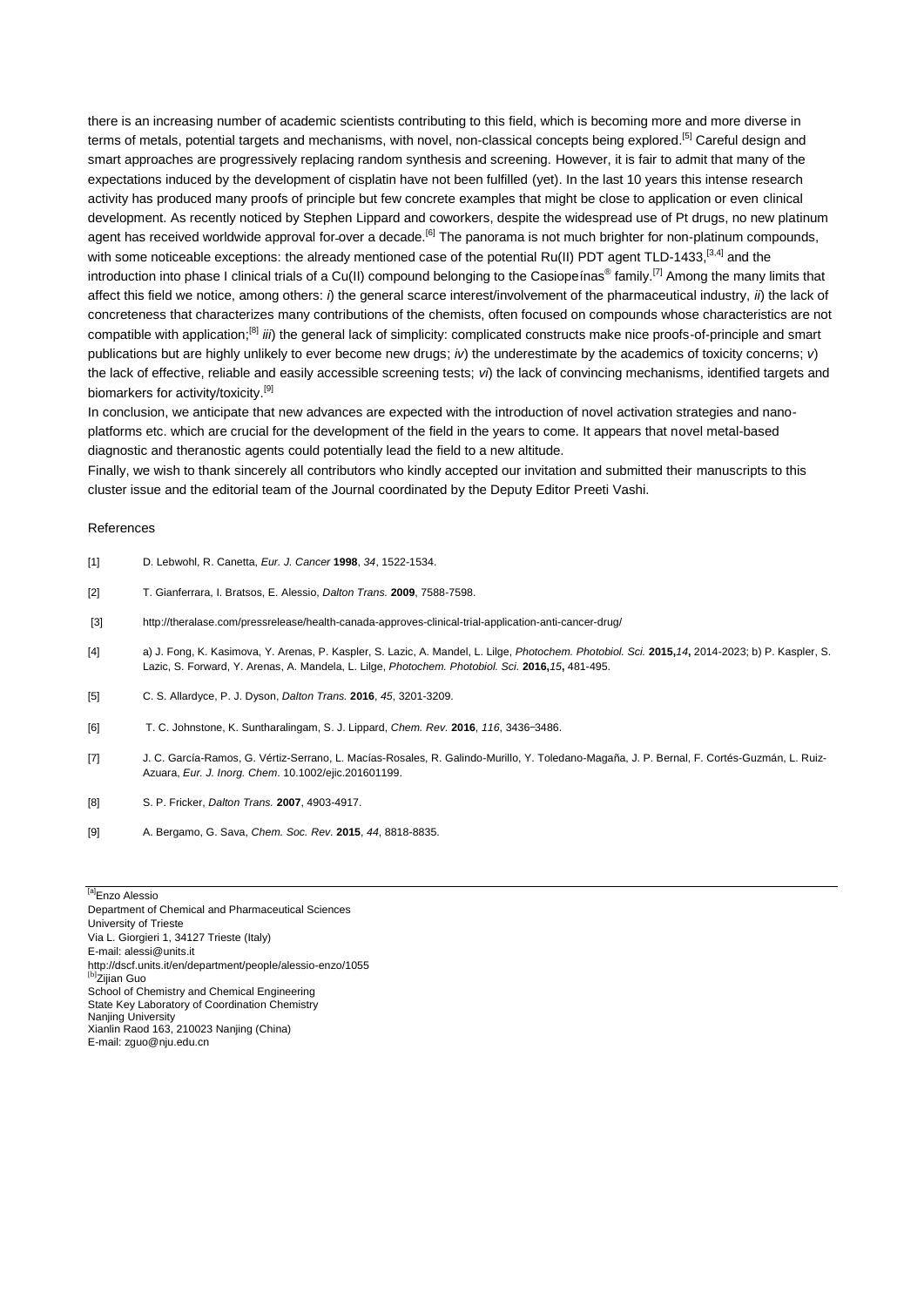there is an increasing number of academic scientists contributing to this field, which is becoming more and more diverse in terms of metals, potential targets and mechanisms, with novel, non-classical concepts being explored.[5] Careful design and smart approaches are progressively replacing random synthesis and screening. However, it is fair to admit that many of the expectations induced by the development of cisplatin have not been fulfilled (yet). In the last 10 years this intense research activity has produced many proofs of principle but few concrete examples that might be close to application or even clinical development. As recently noticed by Stephen Lippard and coworkers, despite the widespread use of Pt drugs, no new platinum agent has received worldwide approval for over a decade.[6] The panorama is not much brighter for non-platinum compounds, with some noticeable exceptions: the already mentioned case of the potential Ru(II) PDT agent TLD-1433,[3,4] and the introduction into phase I clinical trials of a Cu(II) compound belonging to the Casiopeínas® family.[7] Among the many limits that affect this field we notice, among others: *i*) the general scarce interest/involvement of the pharmaceutical industry, *ii*) the lack of concreteness that characterizes many contributions of the chemists, often focused on compounds whose characteristics are not compatible with application;[8] *iii*) the general lack of simplicity: complicated constructs make nice proofs-of-principle and smart publications but are highly unlikely to ever become new drugs; *iv*) the underestimate by the academics of toxicity concerns; *v*) the lack of effective, reliable and easily accessible screening tests; *vi*) the lack of convincing mechanisms, identified targets and biomarkers for activity/toxicity.[9]

In conclusion, we anticipate that new advances are expected with the introduction of novel activation strategies and nano-platforms etc. which are crucial for the development of the field in the years to come. It appears that novel metal-based diagnostic and theranostic agents could potentially lead the field to a new altitude.

Finally, we wish to thank sincerely all contributors who kindly accepted our invitation and submitted their manuscripts to this cluster issue and the editorial team of the Journal coordinated by the Deputy Editor Preeti Vashi.

References

[1] D. Lebwohl, R. Canetta, *Eur. J. Cancer* **1998**, *34*, 1522-1534.

[2] T. Gianferrara, I. Bratsos, E. Alessio, *Dalton Trans.* **2009**, 7588-7598.

[3] http://theralase.com/pressrelease/health-canada-approves-clinical-trial-application-anti-cancer-drug/

[4] a) J. Fong, K. Kasimova, Y. Arenas, P. Kaspler, S. Lazic, A. Mandel, L. Lilge, *Photochem. Photobiol. Sci.* **2015**, *14*, 2014-2023; b) P. Kaspler, S. Lazic, S. Forward, Y. Arenas, A. Mandela, L. Lilge, *Photochem. Photobiol. Sci.* **2016**, *15*, 481-495.

[5] C. S. Allardyce, P. J. Dyson, *Dalton Trans.* **2016**, *45*, 3201-3209.

[6] T. C. Johnstone, K. Suntharalingam, S. J. Lippard, *Chem. Rev.* **2016**, *116*, 3436–3486.

[7] J. C. García-Ramos, G. Vértiz-Serrano, L. Macías-Rosales, R. Galindo-Murillo, Y. Toledano-Magaña, J. P. Bernal, F. Cortés-Guzmán, L. Ruiz-Azuara, *Eur. J. Inorg. Chem*. 10.1002/ejic.201601199.

[8] S. P. Fricker, *Dalton Trans.* **2007**, 4903-4917.

[9] A. Bergamo, G. Sava, *Chem. Soc. Rev.* **2015**, *44*, 8818-8835.

---

[a] Enzo Alessio
Department of Chemical and Pharmaceutical Sciences
University of Trieste
Via L. Giorgieri 1, 34127 Trieste (Italy)
E-mail: alessi@units.it
http://dscf.units.it/en/department/people/alessio-enzo/1055

[b] Zijian Guo
School of Chemistry and Chemical Engineering
State Key Laboratory of Coordination Chemistry
Nanjing University
Xianlin Raod 163, 210023 Nanjing (China)
E-mail: zguo@nju.edu.cn